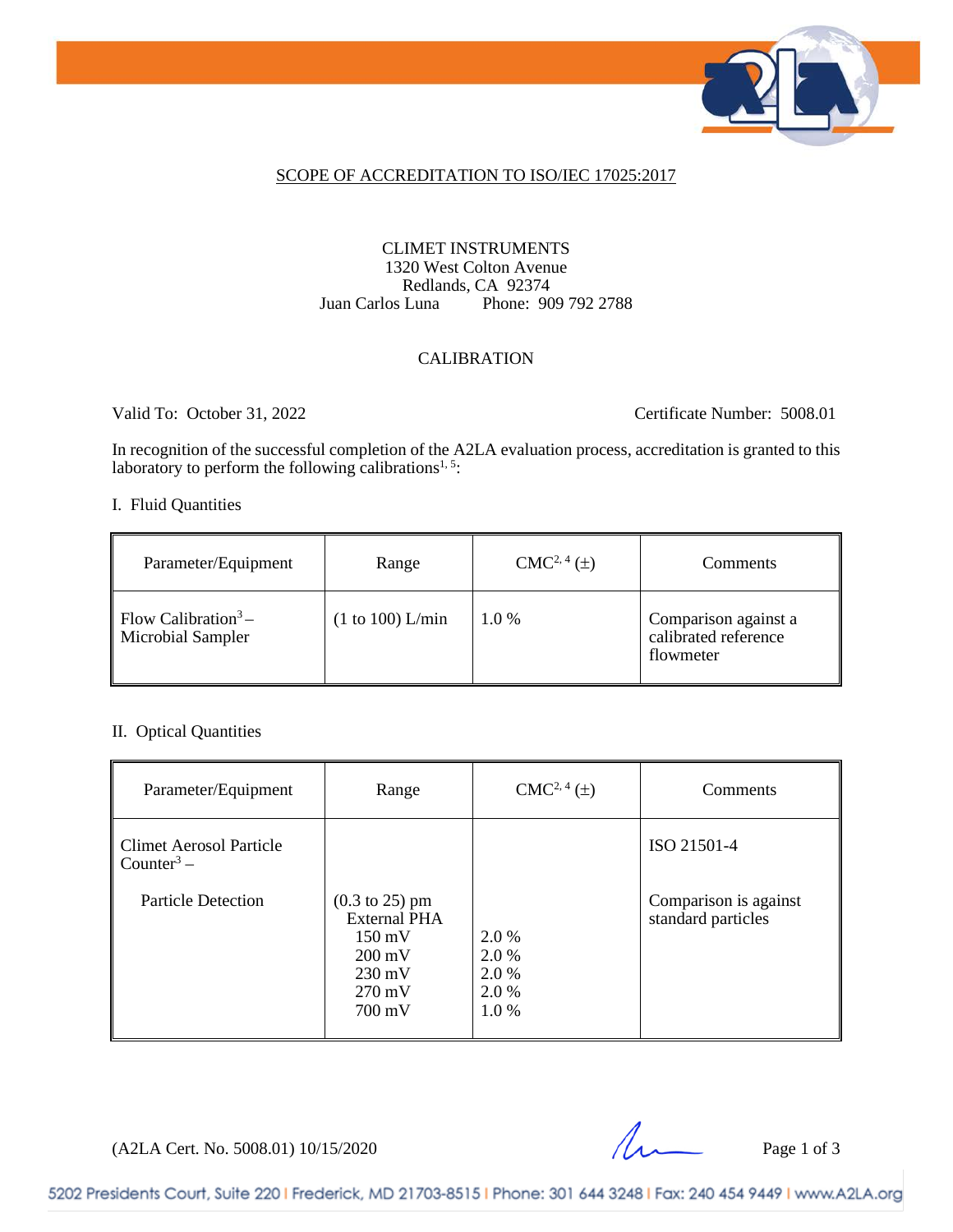## SCOPE OF ACCREDITATION TO ISO/IEC 17025:2017

CLIMET INSTRUMENTS
1320 West Colton Avenue
Redlands, CA 92374
Juan Carlos Luna Phone: 909 792 2788

### CALIBRATION

Valid To: October 31, 2022 Certificate Number: 5008.01

In recognition of the successful completion of the A2LA evaluation process, accreditation is granted to this laboratory to perform the following calibrations[1, 5]:

I. Fluid Quantities

| Parameter/Equipment | Range | CMC[2, 4] (±) | Comments |
|---|---|---|---|
| Flow Calibration[3] – Microbial Sampler | (1 to 100) L/min | 1.0 % | Comparison against a calibrated reference flowmeter |

II. Optical Quantities

| Parameter/Equipment | Range | CMC[2, 4] (±) | Comments |
|---|---|---|---|
| Climet Aerosol Particle Counter[3] – | | | ISO 21501-4 |
| Particle Detection | (0.3 to 25) pm<br>External PHA<br>150 mV<br>200 mV<br>230 mV<br>270 mV<br>700 mV | <br><br>2.0 %<br>2.0 %<br>2.0 %<br>2.0 %<br>1.0 % | Comparison is against standard particles |

(A2LA Cert. No. 5008.01) 10/15/2020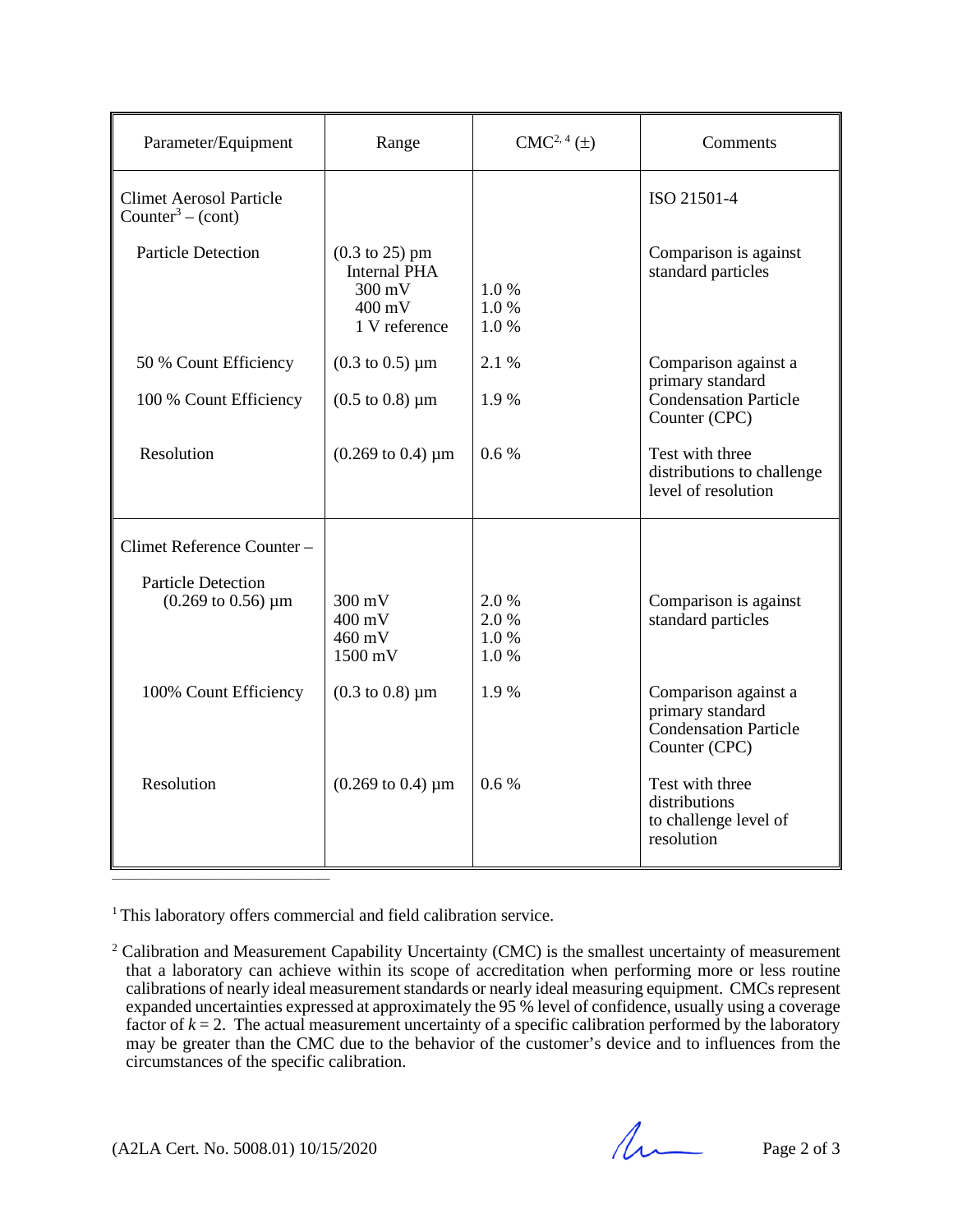| Parameter/Equipment | Range | CMC[2, 4] (±) | Comments |
|---|---|---|---|
| Climet Aerosol Particle Counter[3] – (cont) | | | ISO 21501-4 |
| Particle Detection | (0.3 to 25) pm<br>Internal PHA<br>300 mV<br>400 mV<br>1 V reference | <br><br>1.0 %<br>1.0 %<br>1.0 % | Comparison is against standard particles |
| 50 % Count Efficiency | (0.3 to 0.5) µm | 2.1 % | Comparison against a primary standard Condensation Particle Counter (CPC) |
| 100 % Count Efficiency | (0.5 to 0.8) µm | 1.9 % | |
| Resolution | (0.269 to 0.4) µm | 0.6 % | Test with three distributions to challenge level of resolution |
| Climet Reference Counter – | | | |
| Particle Detection (0.269 to 0.56) µm | 300 mV<br>400 mV<br>460 mV<br>1500 mV | 2.0 %<br>2.0 %<br>1.0 %<br>1.0 % | Comparison is against standard particles |
| 100% Count Efficiency | (0.3 to 0.8) µm | 1.9 % | Comparison against a primary standard Condensation Particle Counter (CPC) |
| Resolution | (0.269 to 0.4) µm | 0.6 % | Test with three distributions to challenge level of resolution |

[1] This laboratory offers commercial and field calibration service.

[2] Calibration and Measurement Capability Uncertainty (CMC) is the smallest uncertainty of measurement that a laboratory can achieve within its scope of accreditation when performing more or less routine calibrations of nearly ideal measurement standards or nearly ideal measuring equipment. CMCs represent expanded uncertainties expressed at approximately the 95 % level of confidence, usually using a coverage factor of $k = 2$. The actual measurement uncertainty of a specific calibration performed by the laboratory may be greater than the CMC due to the behavior of the customer's device and to influences from the circumstances of the specific calibration.

(A2LA Cert. No. 5008.01) 10/15/2020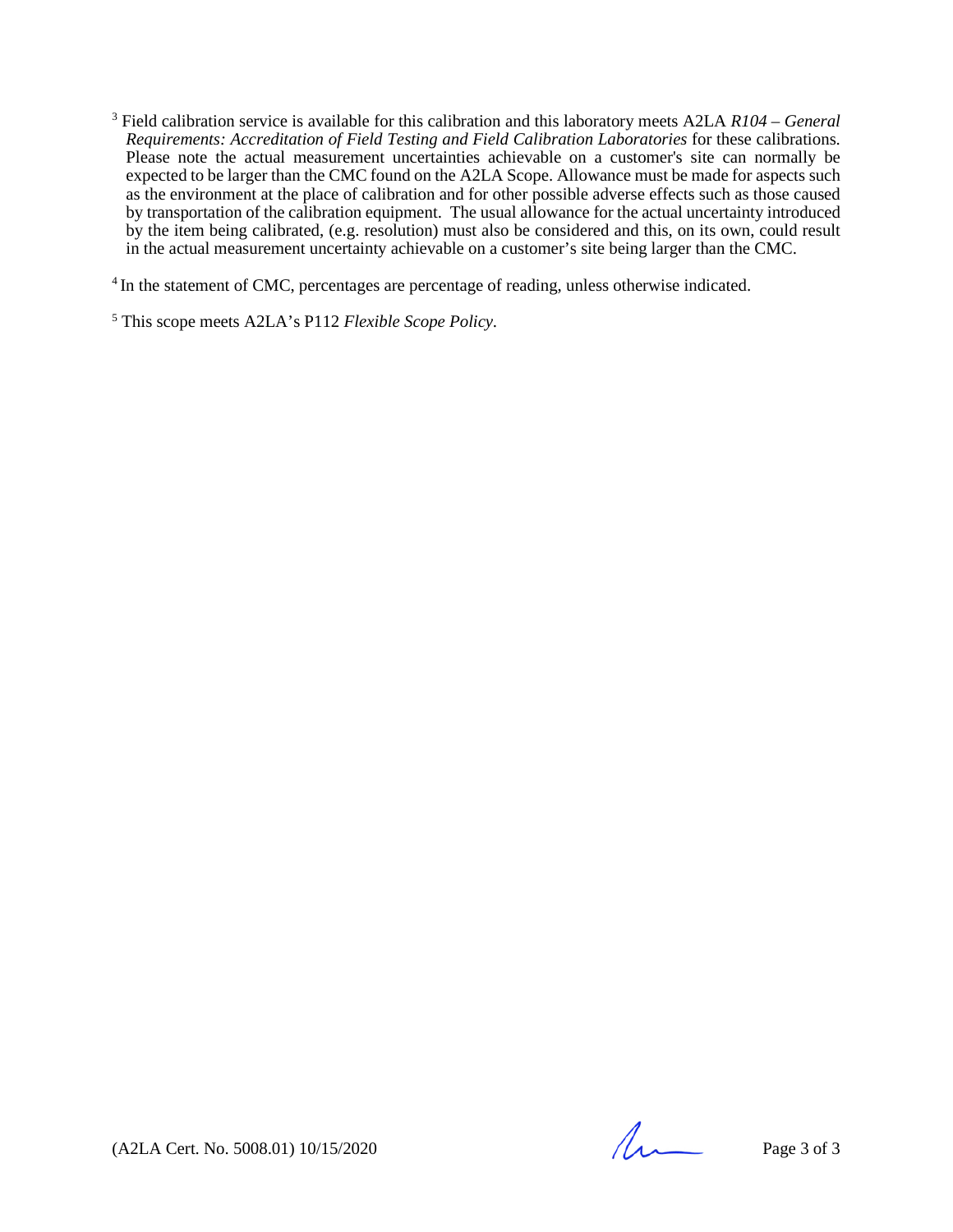[3] Field calibration service is available for this calibration and this laboratory meets A2LA *R104 – General Requirements: Accreditation of Field Testing and Field Calibration Laboratories* for these calibrations. Please note the actual measurement uncertainties achievable on a customer's site can normally be expected to be larger than the CMC found on the A2LA Scope. Allowance must be made for aspects such as the environment at the place of calibration and for other possible adverse effects such as those caused by transportation of the calibration equipment. The usual allowance for the actual uncertainty introduced by the item being calibrated, (e.g. resolution) must also be considered and this, on its own, could result in the actual measurement uncertainty achievable on a customer's site being larger than the CMC.

[4] In the statement of CMC, percentages are percentage of reading, unless otherwise indicated.

[5] This scope meets A2LA's P112 *Flexible Scope Policy*.

(A2LA Cert. No. 5008.01) 10/15/2020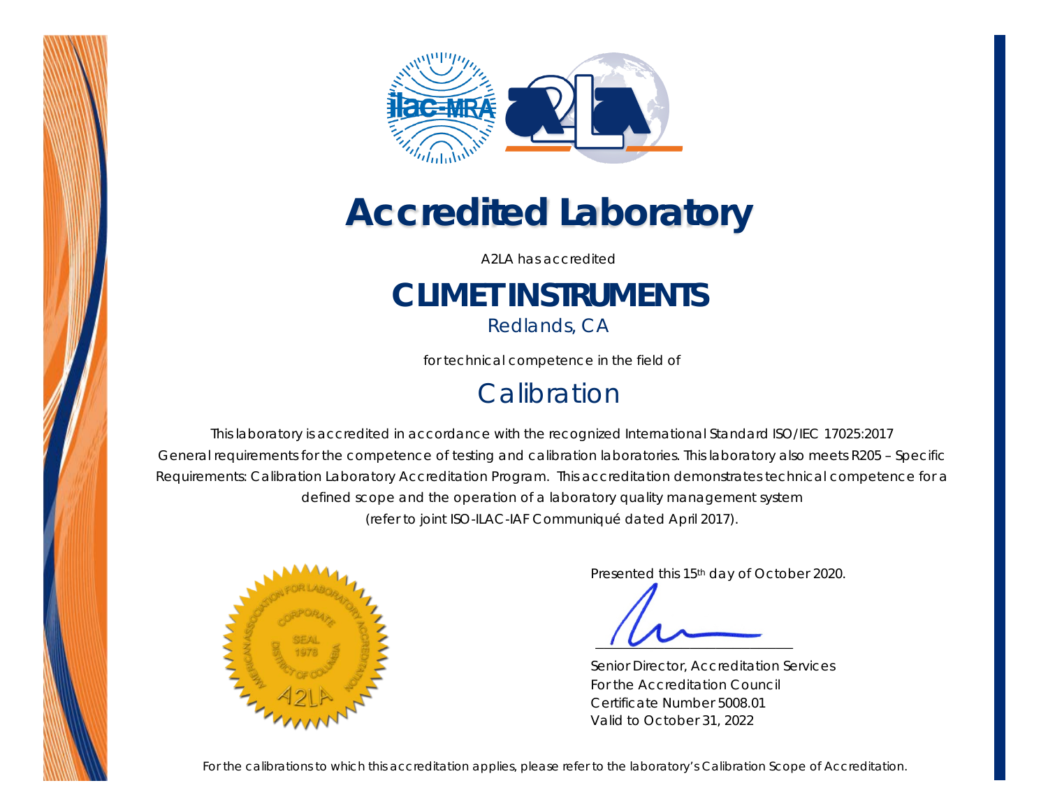# Accredited Laboratory

A2LA has accredited

## CLIMET INSTRUMENTS

Redlands, CA

for technical competence in the field of

## Calibration

This laboratory is accredited in accordance with the recognized International Standard ISO/IEC 17025:2017 General requirements for the competence of testing and calibration laboratories. This laboratory also meets R205 – Specific Requirements: Calibration Laboratory Accreditation Program. This accreditation demonstrates technical competence for a defined scope and the operation of a laboratory quality management system (refer to joint ISO-ILAC-IAF Communiqué dated April 2017).

Presented this 15th day of October 2020.

Senior Director, Accreditation Services
For the Accreditation Council
Certificate Number 5008.01
Valid to October 31, 2022

For the calibrations to which this accreditation applies, please refer to the laboratory's Calibration Scope of Accreditation.